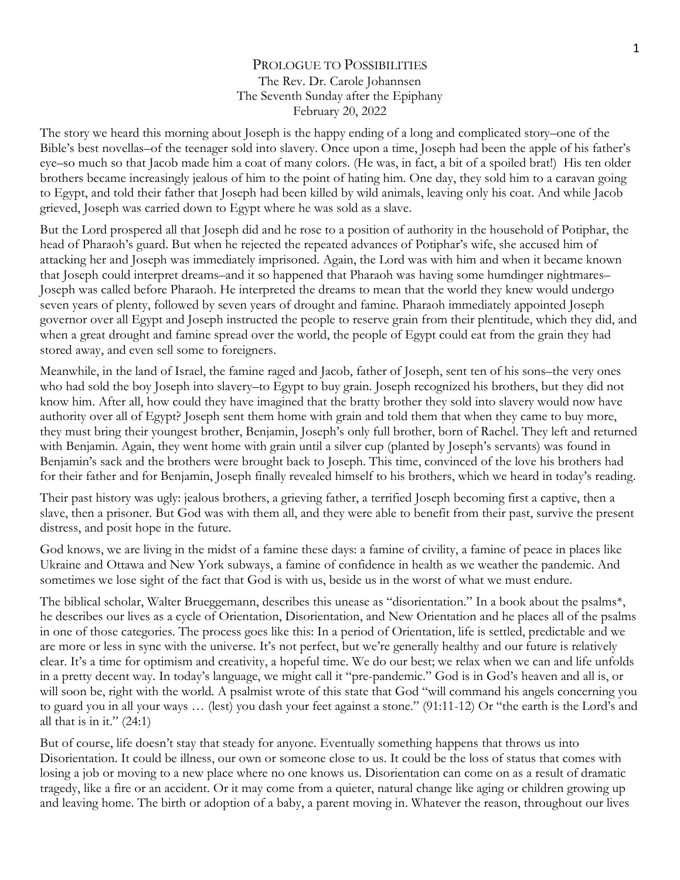# Prologue to Possibilities

The Rev. Dr. Carole Johannsen
The Seventh Sunday after the Epiphany
February 20, 2022

The story we heard this morning about Joseph is the happy ending of a long and complicated story–one of the Bible's best novellas–of the teenager sold into slavery. Once upon a time, Joseph had been the apple of his father's eye–so much so that Jacob made him a coat of many colors. (He was, in fact, a bit of a spoiled brat!) His ten older brothers became increasingly jealous of him to the point of hating him. One day, they sold him to a caravan going to Egypt, and told their father that Joseph had been killed by wild animals, leaving only his coat. And while Jacob grieved, Joseph was carried down to Egypt where he was sold as a slave.

But the Lord prospered all that Joseph did and he rose to a position of authority in the household of Potiphar, the head of Pharaoh's guard. But when he rejected the repeated advances of Potiphar's wife, she accused him of attacking her and Joseph was immediately imprisoned. Again, the Lord was with him and when it became known that Joseph could interpret dreams–and it so happened that Pharaoh was having some humdinger nightmares–Joseph was called before Pharaoh. He interpreted the dreams to mean that the world they knew would undergo seven years of plenty, followed by seven years of drought and famine. Pharaoh immediately appointed Joseph governor over all Egypt and Joseph instructed the people to reserve grain from their plentitude, which they did, and when a great drought and famine spread over the world, the people of Egypt could eat from the grain they had stored away, and even sell some to foreigners.

Meanwhile, in the land of Israel, the famine raged and Jacob, father of Joseph, sent ten of his sons–the very ones who had sold the boy Joseph into slavery–to Egypt to buy grain. Joseph recognized his brothers, but they did not know him. After all, how could they have imagined that the bratty brother they sold into slavery would now have authority over all of Egypt? Joseph sent them home with grain and told them that when they came to buy more, they must bring their youngest brother, Benjamin, Joseph's only full brother, born of Rachel. They left and returned with Benjamin. Again, they went home with grain until a silver cup (planted by Joseph's servants) was found in Benjamin's sack and the brothers were brought back to Joseph. This time, convinced of the love his brothers had for their father and for Benjamin, Joseph finally revealed himself to his brothers, which we heard in today's reading.

Their past history was ugly: jealous brothers, a grieving father, a terrified Joseph becoming first a captive, then a slave, then a prisoner. But God was with them all, and they were able to benefit from their past, survive the present distress, and posit hope in the future.

God knows, we are living in the midst of a famine these days: a famine of civility, a famine of peace in places like Ukraine and Ottawa and New York subways, a famine of confidence in health as we weather the pandemic. And sometimes we lose sight of the fact that God is with us, beside us in the worst of what we must endure.

The biblical scholar, Walter Brueggemann, describes this unease as "disorientation." In a book about the psalms*, he describes our lives as a cycle of Orientation, Disorientation, and New Orientation and he places all of the psalms in one of those categories. The process goes like this: In a period of Orientation, life is settled, predictable and we are more or less in sync with the universe. It's not perfect, but we're generally healthy and our future is relatively clear. It's a time for optimism and creativity, a hopeful time. We do our best; we relax when we can and life unfolds in a pretty decent way. In today's language, we might call it "pre-pandemic." God is in God's heaven and all is, or will soon be, right with the world. A psalmist wrote of this state that God "will command his angels concerning you to guard you in all your ways … (lest) you dash your feet against a stone." (91:11-12) Or "the earth is the Lord's and all that is in it." (24:1)

But of course, life doesn't stay that steady for anyone. Eventually something happens that throws us into Disorientation. It could be illness, our own or someone close to us. It could be the loss of status that comes with losing a job or moving to a new place where no one knows us. Disorientation can come on as a result of dramatic tragedy, like a fire or an accident. Or it may come from a quieter, natural change like aging or children growing up and leaving home. The birth or adoption of a baby, a parent moving in. Whatever the reason, throughout our lives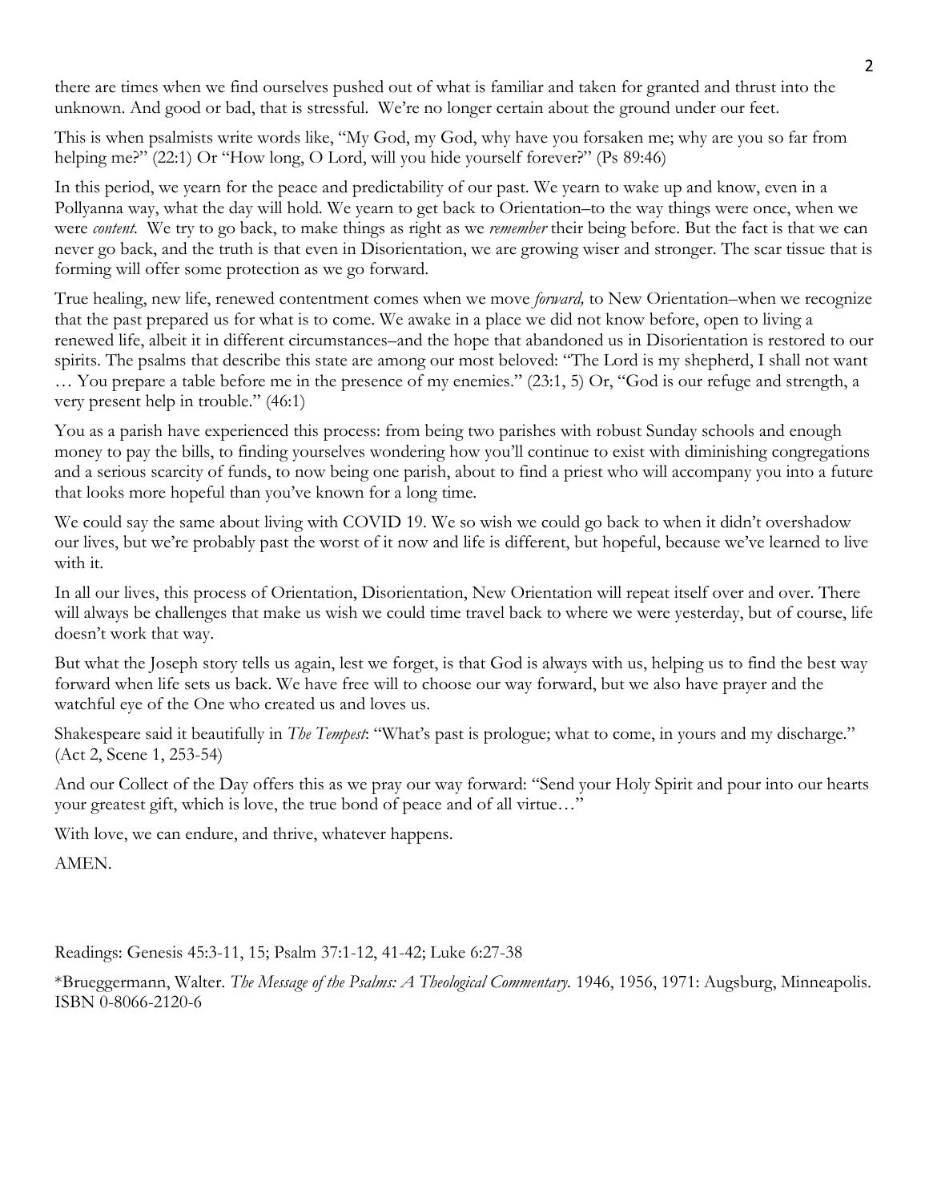there are times when we find ourselves pushed out of what is familiar and taken for granted and thrust into the unknown. And good or bad, that is stressful. We're no longer certain about the ground under our feet.

This is when psalmists write words like, "My God, my God, why have you forsaken me; why are you so far from helping me?" (22:1) Or "How long, O Lord, will you hide yourself forever?" (Ps 89:46)

In this period, we yearn for the peace and predictability of our past. We yearn to wake up and know, even in a Pollyanna way, what the day will hold. We yearn to get back to Orientation–to the way things were once, when we were *content*. We try to go back, to make things as right as we *remember* their being before. But the fact is that we can never go back, and the truth is that even in Disorientation, we are growing wiser and stronger. The scar tissue that is forming will offer some protection as we go forward.

True healing, new life, renewed contentment comes when we move *forward,* to New Orientation–when we recognize that the past prepared us for what is to come. We awake in a place we did not know before, open to living a renewed life, albeit it in different circumstances–and the hope that abandoned us in Disorientation is restored to our spirits. The psalms that describe this state are among our most beloved: "The Lord is my shepherd, I shall not want … You prepare a table before me in the presence of my enemies." (23:1, 5) Or, "God is our refuge and strength, a very present help in trouble." (46:1)

You as a parish have experienced this process: from being two parishes with robust Sunday schools and enough money to pay the bills, to finding yourselves wondering how you'll continue to exist with diminishing congregations and a serious scarcity of funds, to now being one parish, about to find a priest who will accompany you into a future that looks more hopeful than you've known for a long time.

We could say the same about living with COVID 19. We so wish we could go back to when it didn't overshadow our lives, but we're probably past the worst of it now and life is different, but hopeful, because we've learned to live with it.

In all our lives, this process of Orientation, Disorientation, New Orientation will repeat itself over and over. There will always be challenges that make us wish we could time travel back to where we were yesterday, but of course, life doesn't work that way.

But what the Joseph story tells us again, lest we forget, is that God is always with us, helping us to find the best way forward when life sets us back. We have free will to choose our way forward, but we also have prayer and the watchful eye of the One who created us and loves us.

Shakespeare said it beautifully in *The Tempest*: "What's past is prologue; what to come, in yours and my discharge." (Act 2, Scene 1, 253-54)

And our Collect of the Day offers this as we pray our way forward: "Send your Holy Spirit and pour into our hearts your greatest gift, which is love, the true bond of peace and of all virtue…"

With love, we can endure, and thrive, whatever happens.

AMEN.

Readings: Genesis 45:3-11, 15; Psalm 37:1-12, 41-42; Luke 6:27-38

*Brueggermann, Walter. *The Message of the Psalms: A Theological Commentary*. 1946, 1956, 1971: Augsburg, Minneapolis. ISBN 0-8066-2120-6